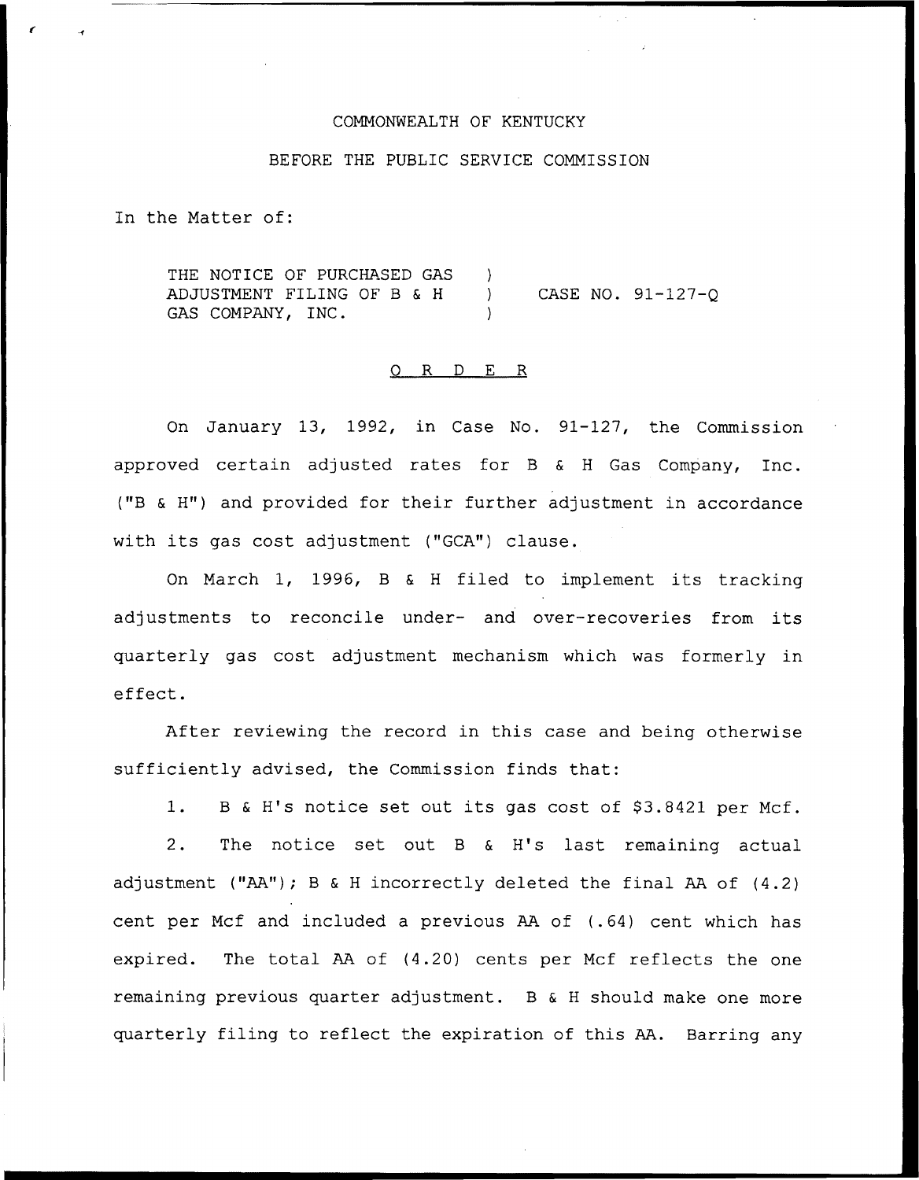COMMONWEALTH OF KENTUCKY

BEFORE THE PUBLIC SERVICE COMMISSION

In the Matter of:

THE NOTICE OF PURCHASED GAS ADJUSTMENT FILING OF B & H GAS COMPANY, INC. ) CASE NO. 91-127-Q

O R D E R

On January 13, 1992, in Case No. 91-127, the Commission approved certain adjusted rates for B & H Gas Company, Inc. ("B & H") and provided for their further adjustment in accordance with its gas cost adjustment ("GCA") clause.

On March 1, 1996, B & H filed to implement its tracking adjustments to reconcile under- and over-recoveries from its quarterly gas cost adjustment mechanism which was formerly in effect.

After reviewing the record in this case and being otherwise sufficiently advised, the Commission finds that:

1. B & H's notice set out its gas cost of $3.8421 per Mcf.

2. The notice set out B & H's last remaining actual adjustment ("AA"); B & H incorrectly deleted the final AA of (4.2) cent per Mcf and included a previous AA of (.64) cent which has expired. The total AA of (4.20) cents per Mcf reflects the one remaining previous quarter adjustment. B & H should make one more quarterly filing to reflect the expiration of this AA. Barring any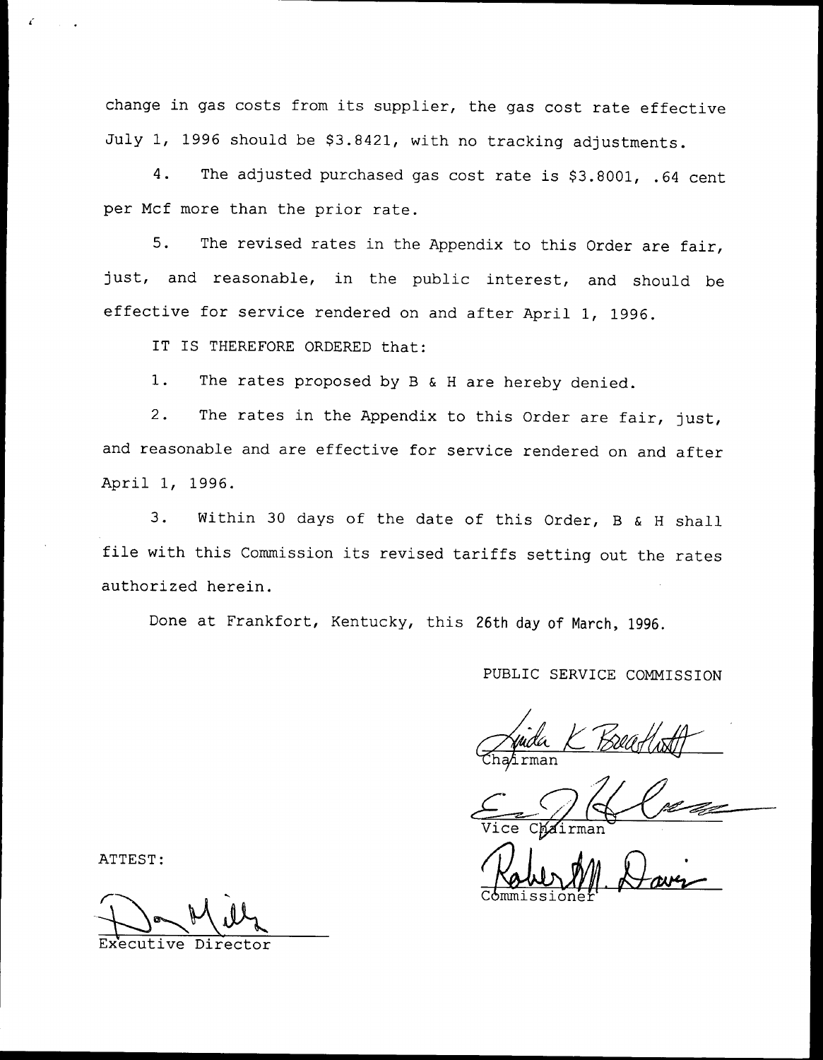change in gas costs from its supplier, the gas cost rate effective July 1, 1996 should be $3.8421, with no tracking adjustments.

4. The adjusted purchased gas cost rate is $3.8001, .64 cent per Mcf more than the prior rate.

5. The revised rates in the Appendix to this Order are fair, just, and reasonable, in the public interest, and should be effective for service rendered on and after April 1, 1996.

IT IS THEREFORE ORDERED that:

1. The rates proposed by B & H are hereby denied.

2. The rates in the Appendix to this Order are fair, just, and reasonable and are effective for service rendered on and after April 1, 1996.

3. Within 30 days of the date of this Order, B & H shall file with this Commission its revised tariffs setting out the rates authorized herein.

Done at Frankfort, Kentucky, this 26th day of March, 1996.

PUBLIC SERVICE COMMISSION

Chairman

Vice Chairman

Commissioner

ATTEST:

Executive Director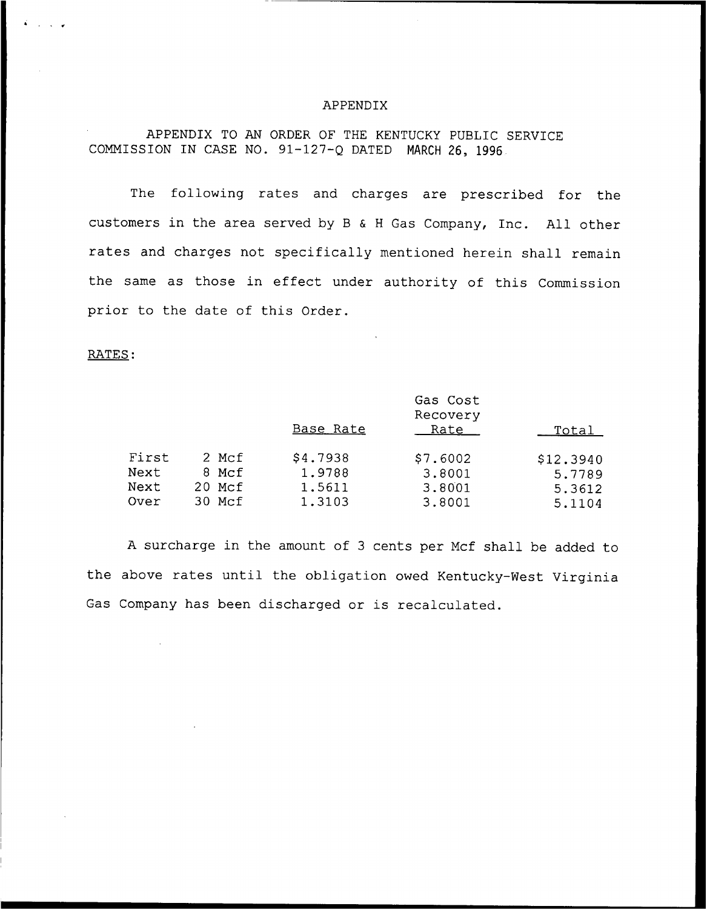# APPENDIX

APPENDIX TO AN ORDER OF THE KENTUCKY PUBLIC SERVICE COMMISSION IN CASE NO. 91-127-Q DATED MARCH 26, 1996

The following rates and charges are prescribed for the customers in the area served by B & H Gas Company, Inc. All other rates and charges not specifically mentioned herein shall remain the same as those in effect under authority of this Commission prior to the date of this Order.

RATES:

| | | Base Rate | Gas Cost Recovery Rate | Total |
|---|---|---|---|---|
| First | 2 Mcf | $4.7938 | $7.6002 | $12.3940 |
| Next | 8 Mcf | 1.9788 | 3.8001 | 5.7789 |
| Next | 20 Mcf | 1.5611 | 3.8001 | 5.3612 |
| Over | 30 Mcf | 1.3103 | 3.8001 | 5.1104 |

A surcharge in the amount of 3 cents per Mcf shall be added to the above rates until the obligation owed Kentucky-West Virginia Gas Company has been discharged or is recalculated.